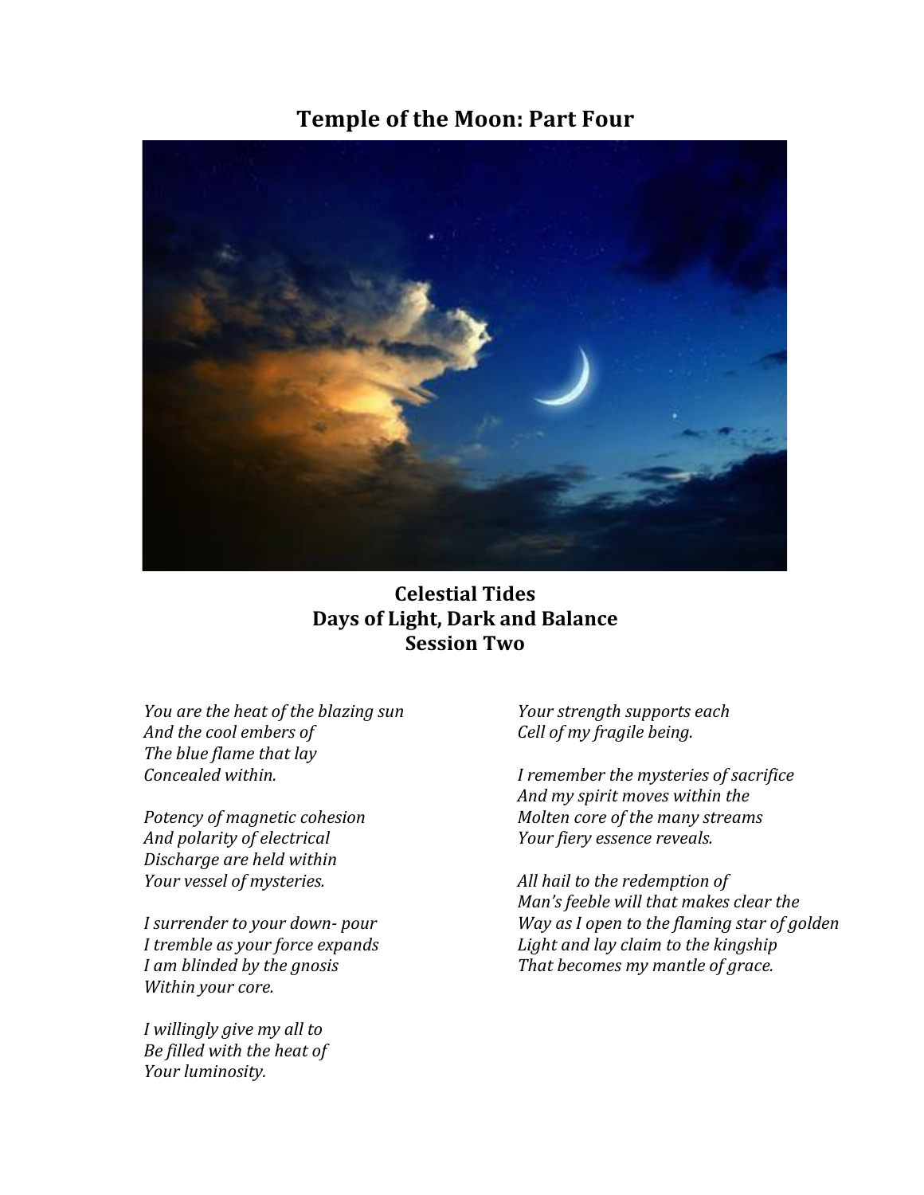# Temple of the Moon: Part Four

**Celestial Tides**
**Days of Light, Dark and Balance**
**Session Two**

*You are the heat of the blazing sun*
*And the cool embers of*
*The blue flame that lay*
*Concealed within.*

*Potency of magnetic cohesion*
*And polarity of electrical*
*Discharge are held within*
*Your vessel of mysteries.*

*I surrender to your down- pour*
*I tremble as your force expands*
*I am blinded by the gnosis*
*Within your core.*

*I willingly give my all to*
*Be filled with the heat of*
*Your luminosity.*
*Your strength supports each*
*Cell of my fragile being.*

*I remember the mysteries of sacrifice*
*And my spirit moves within the*
*Molten core of the many streams*
*Your fiery essence reveals.*

*All hail to the redemption of*
*Man's feeble will that makes clear the*
*Way as I open to the flaming star of golden*
*Light and lay claim to the kingship*
*That becomes my mantle of grace.*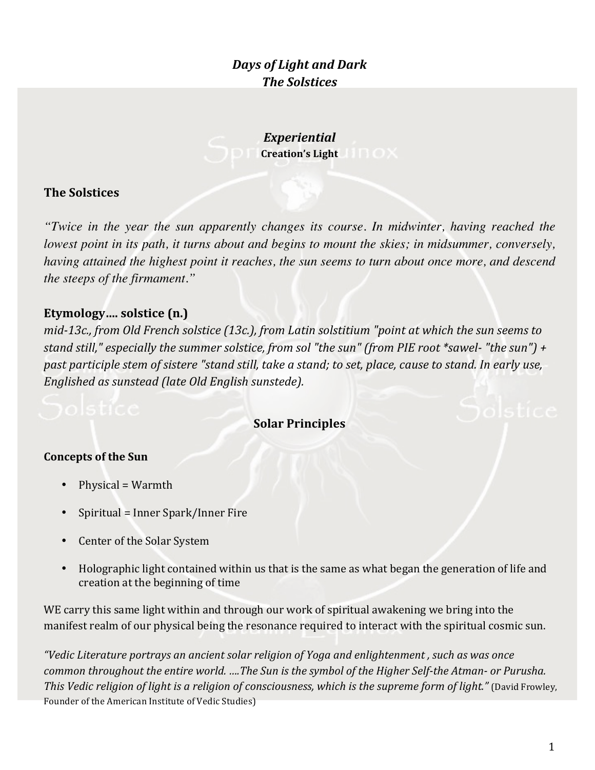***Days of Light and Dark***
***The Solstices***

***Experiential***
**Creation's Light**

## The Solstices

*"Twice in the year the sun apparently changes its course. In midwinter, having reached the lowest point in its path, it turns about and begins to mount the skies; in midsummer, conversely, having attained the highest point it reaches, the sun seems to turn about once more, and descend the steeps of the firmament."*

## Etymology…. solstice (n.)

*mid-13c., from Old French solstice (13c.), from Latin solstitium "point at which the sun seems to stand still," especially the summer solstice, from sol "the sun" (from PIE root *sawel- "the sun") + past participle stem of sistere "stand still, take a stand; to set, place, cause to stand. In early use, Englished as sunstead (late Old English sunstede).*

## Solar Principles

### Concepts of the Sun

- Physical = Warmth
- Spiritual = Inner Spark/Inner Fire
- Center of the Solar System
- Holographic light contained within us that is the same as what began the generation of life and creation at the beginning of time

WE carry this same light within and through our work of spiritual awakening we bring into the manifest realm of our physical being the resonance required to interact with the spiritual cosmic sun.

*"Vedic Literature portrays an ancient solar religion of Yoga and enlightenment , such as was once common throughout the entire world. ….The Sun is the symbol of the Higher Self-the Atman- or Purusha. This Vedic religion of light is a religion of consciousness, which is the supreme form of light."* (David Frowley, Founder of the American Institute of Vedic Studies)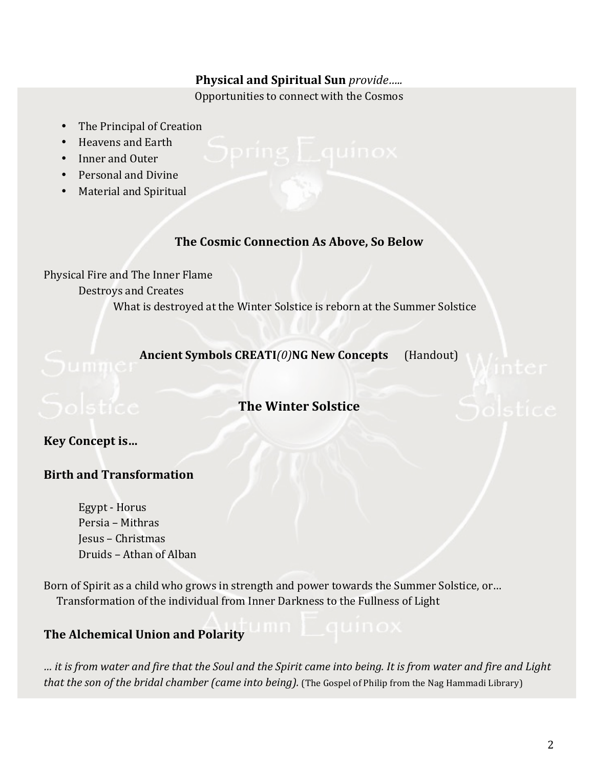**Physical and Spiritual Sun** *provide…..*

Opportunities to connect with the Cosmos

- The Principal of Creation
- Heavens and Earth
- Inner and Outer
- Personal and Divine
- Material and Spiritual

**The Cosmic Connection As Above, So Below**

Physical Fire and The Inner Flame

Destroys and Creates

What is destroyed at the Winter Solstice is reborn at the Summer Solstice

**Ancient Symbols CREATI*(0)*NG New Concepts** (Handout)

## The Winter Solstice

**Key Concept is…**

**Birth and Transformation**

Egypt - Horus
Persia – Mithras
Jesus – Christmas
Druids – Athan of Alban

Born of Spirit as a child who grows in strength and power towards the Summer Solstice, or…
Transformation of the individual from Inner Darkness to the Fullness of Light

**The Alchemical Union and Polarity**

*… it is from water and fire that the Soul and the Spirit came into being. It is from water and fire and Light that the son of the bridal chamber (came into being).* (The Gospel of Philip from the Nag Hammadi Library)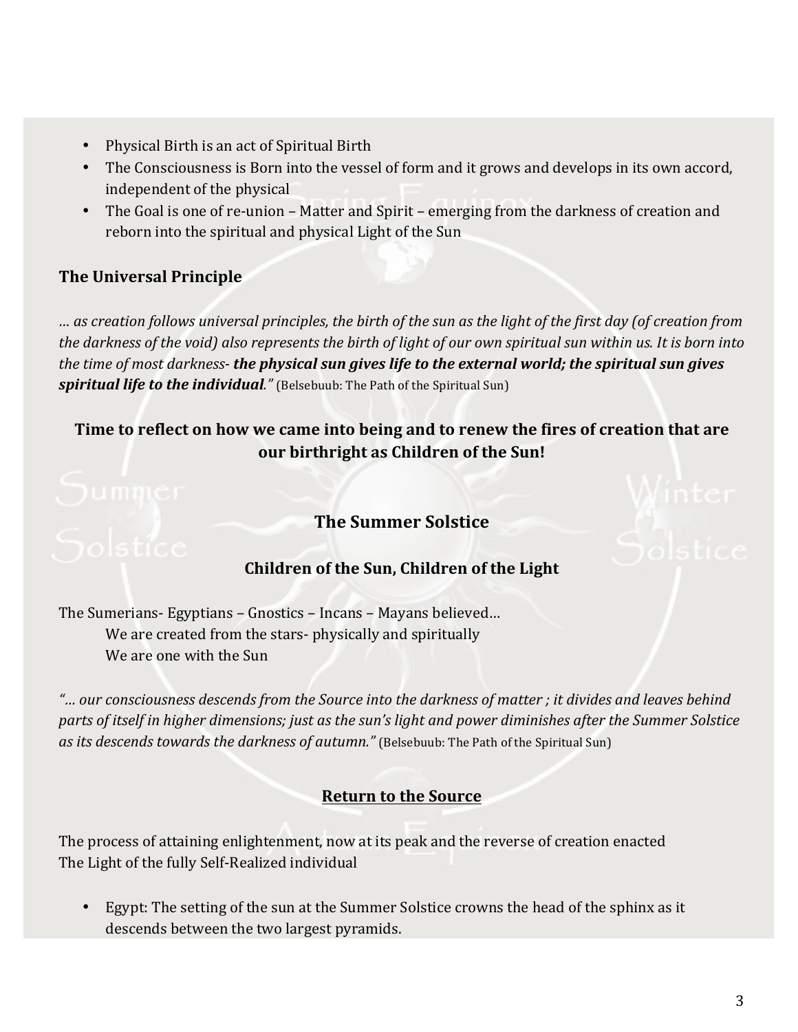- Physical Birth is an act of Spiritual Birth
- The Consciousness is Born into the vessel of form and it grows and develops in its own accord, independent of the physical
- The Goal is one of re-union – Matter and Spirit – emerging from the darkness of creation and reborn into the spiritual and physical Light of the Sun

### The Universal Principle

*… as creation follows universal principles, the birth of the sun as the light of the first day (of creation from the darkness of the void) also represents the birth of light of our own spiritual sun within us. It is born into the time of most darkness- **the physical sun gives life to the external world; the spiritual sun gives spiritual life to the individual**."* (Belsebuub: The Path of the Spiritual Sun)

**Time to reflect on how we came into being and to renew the fires of creation that are our birthright as Children of the Sun!**

## The Summer Solstice

### Children of the Sun, Children of the Light

The Sumerians- Egyptians – Gnostics – Incans – Mayans believed…

We are created from the stars- physically and spiritually

We are one with the Sun

*"… our consciousness descends from the Source into the darkness of matter ; it divides and leaves behind parts of itself in higher dimensions; just as the sun's light and power diminishes after the Summer Solstice as its descends towards the darkness of autumn."* (Belsebuub: The Path of the Spiritual Sun)

### Return to the Source

The process of attaining enlightenment, now at its peak and the reverse of creation enacted

The Light of the fully Self-Realized individual

- Egypt: The setting of the sun at the Summer Solstice crowns the head of the sphinx as it descends between the two largest pyramids.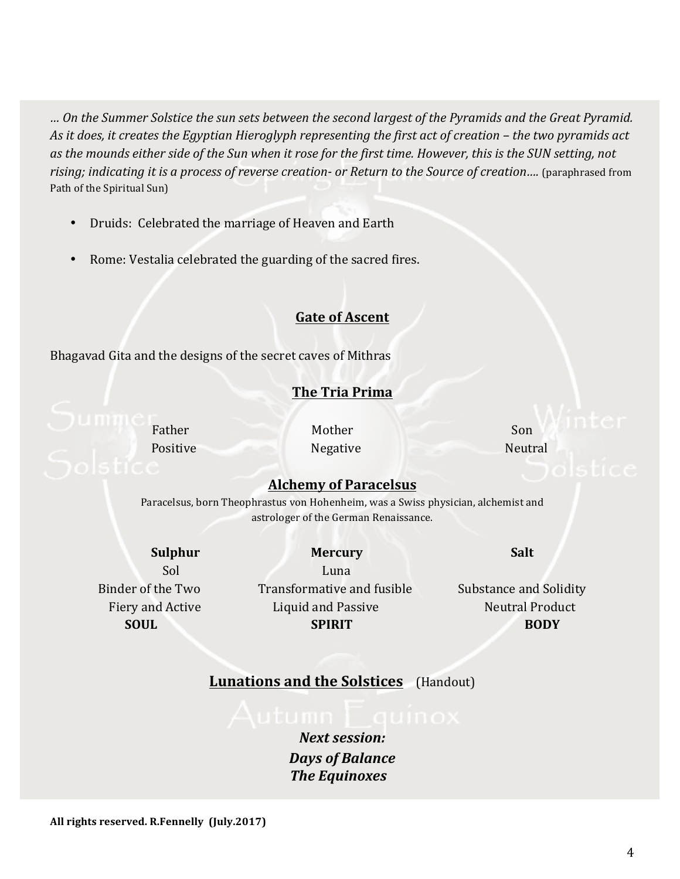*… On the Summer Solstice the sun sets between the second largest of the Pyramids and the Great Pyramid. As it does, it creates the Egyptian Hieroglyph representing the first act of creation – the two pyramids act as the mounds either side of the Sun when it rose for the first time. However, this is the SUN setting, not rising; indicating it is a process of reverse creation- or Return to the Source of creation….* (paraphrased from Path of the Spiritual Sun)

- Druids: Celebrated the marriage of Heaven and Earth
- Rome: Vestalia celebrated the guarding of the sacred fires.

## Gate of Ascent

Bhagavad Gita and the designs of the secret caves of Mithras

## The Tria Prima

| | | |
|---|---|---|
| Father | Mother | Son |
| Positive | Negative | Neutral |

## Alchemy of Paracelsus

Paracelsus, born Theophrastus von Hohenheim, was a Swiss physician, alchemist and astrologer of the German Renaissance.

| **Sulphur** | **Mercury** | **Salt** |
|---|---|---|
| Sol | Luna | |
| Binder of the Two | Transformative and fusible | Substance and Solidity |
| Fiery and Active | Liquid and Passive | Neutral Product |
| **SOUL** | **SPIRIT** | **BODY** |

## Lunations and the Solstices (Handout)

***Next session:***
***Days of Balance***
***The Equinoxes***

**All rights reserved. R.Fennelly (July.2017)**